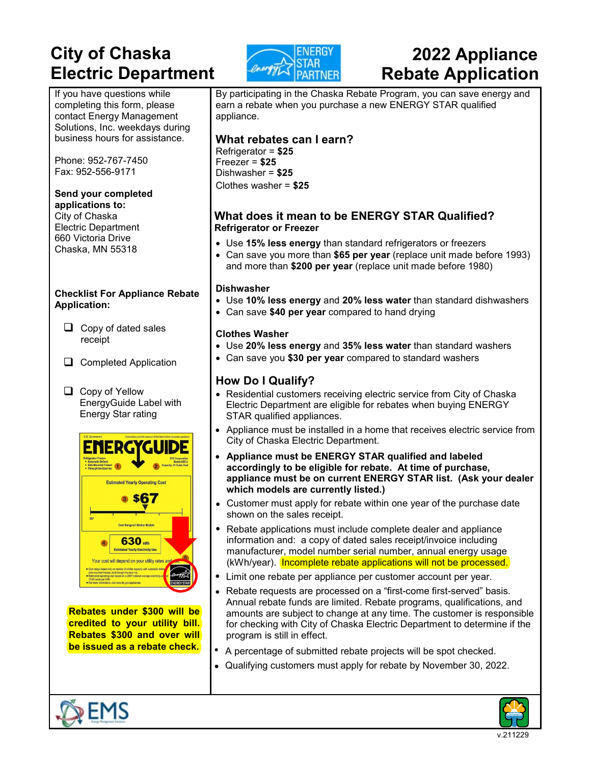# City of Chaska Electric Department

# 2022 Appliance Rebate Application

If you have questions while completing this form, please contact Energy Management Solutions, Inc. weekdays during business hours for assistance.

Phone: 952-767-7450
Fax: 952-556-9171

**Send your completed applications to:**
City of Chaska
Electric Department
660 Victoria Drive
Chaska, MN 55318

**Checklist For Appliance Rebate Application:**

- ❑ Copy of dated sales receipt
- ❑ Completed Application
- ❑ Copy of Yellow EnergyGuide Label with Energy Star rating

**Rebates under $300 will be credited to your utility bill. Rebates $300 and over will be issued as a rebate check.**

By participating in the Chaska Rebate Program, you can save energy and earn a rebate when you purchase a new ENERGY STAR qualified appliance.

## What rebates can I earn?

Refrigerator = **$25**
Freezer = **$25**
Dishwasher = **$25**
Clothes washer = **$25**

## What does it mean to be ENERGY STAR Qualified?

**Refrigerator or Freezer**

- Use **15% less energy** than standard refrigerators or freezers
- Can save you more than **$65 per year** (replace unit made before 1993) and more than **$200 per year** (replace unit made before 1980)

**Dishwasher**

- Use **10% less energy** and **20% less water** than standard dishwashers
- Can save **$40 per year** compared to hand drying

**Clothes Washer**

- Use **20% less energy** and **35% less water** than standard washers
- Can save you **$30 per year** compared to standard washers

## How Do I Qualify?

- Residential customers receiving electric service from City of Chaska Electric Department are eligible for rebates when buying ENERGY STAR qualified appliances.
- Appliance must be installed in a home that receives electric service from City of Chaska Electric Department.
- **Appliance must be ENERGY STAR qualified and labeled accordingly to be eligible for rebate. At time of purchase, appliance must be on current ENERGY STAR list. (Ask your dealer which models are currently listed.)**
- Customer must apply for rebate within one year of the purchase date shown on the sales receipt.
- Rebate applications must include complete dealer and appliance information and: a copy of dated sales receipt/invoice including manufacturer, model number serial number, annual energy usage (kWh/year). Incomplete rebate applications will not be processed.
- Limit one rebate per appliance per customer account per year.
- Rebate requests are processed on a "first-come first-served" basis. Annual rebate funds are limited. Rebate programs, qualifications, and amounts are subject to change at any time. The customer is responsible for checking with City of Chaska Electric Department to determine if the program is still in effect.
- A percentage of submitted rebate projects will be spot checked.
- Qualifying customers must apply for rebate by November 30, 2022.

v.211229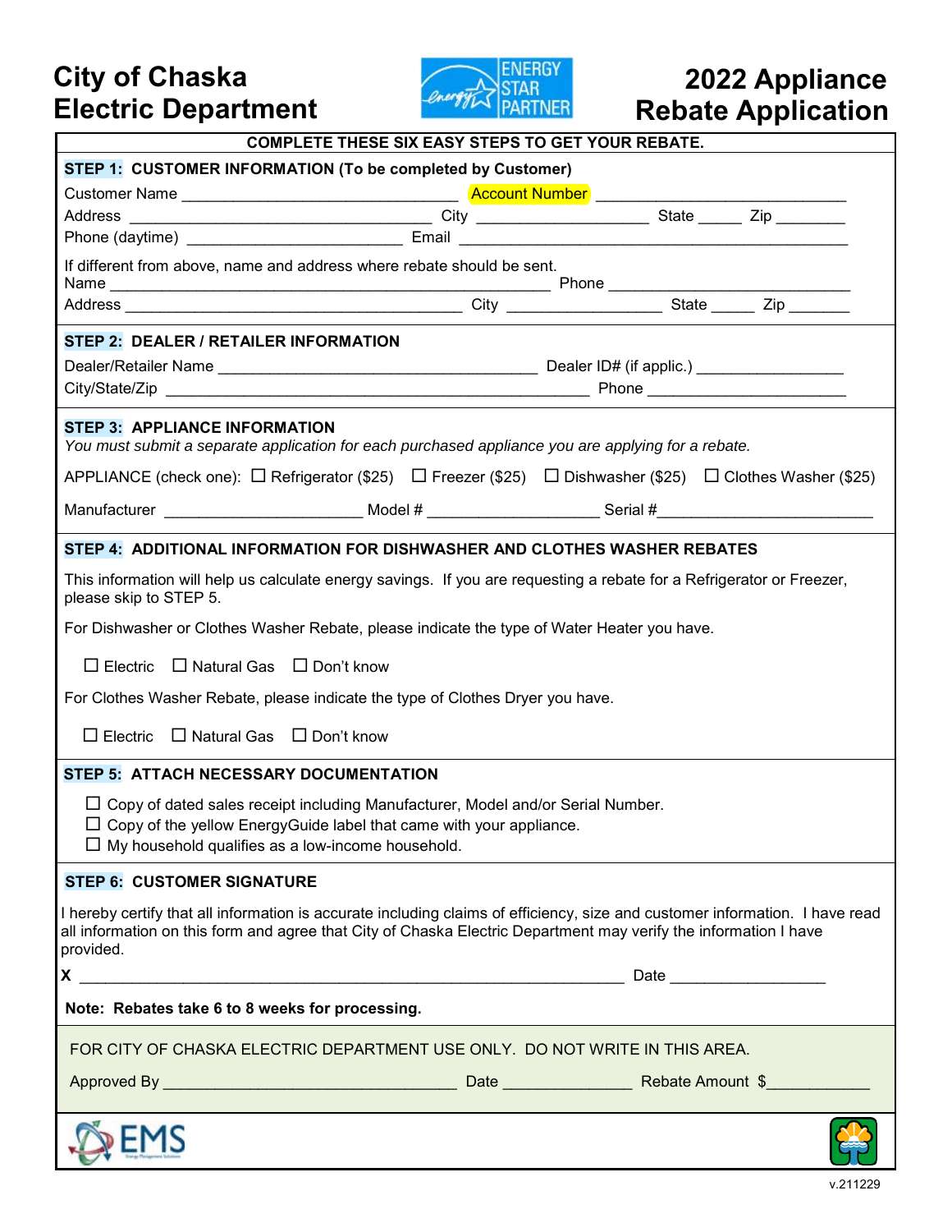# City of Chaska Electric Department

# 2022 Appliance Rebate Application

**COMPLETE THESE SIX EASY STEPS TO GET YOUR REBATE.**

## STEP 1: CUSTOMER INFORMATION (To be completed by Customer)

Customer Name ________________________________ Account Number ____________________________

Address ___________________________________ City ____________________ State _____ Zip ________

Phone (daytime) ________________________ Email ____________________________________________

If different from above, name and address where rebate should be sent.
Name ___________________________________________________ Phone ___________________________

Address _______________________________________ City _________________ State _____ Zip _______

## STEP 2: DEALER / RETAILER INFORMATION

Dealer/Retailer Name _____________________________________ Dealer ID# (if applic.) ________________

City/State/Zip _________________________________________________ Phone ______________________

## STEP 3: APPLIANCE INFORMATION

*You must submit a separate application for each purchased appliance you are applying for a rebate.*

APPLIANCE (check one): ☐ Refrigerator ($25) ☐ Freezer ($25) ☐ Dishwasher ($25) ☐ Clothes Washer ($25)

Manufacturer _______________________ Model # ____________________ Serial #_________________________

## STEP 4: ADDITIONAL INFORMATION FOR DISHWASHER AND CLOTHES WASHER REBATES

This information will help us calculate energy savings. If you are requesting a rebate for a Refrigerator or Freezer, please skip to STEP 5.

For Dishwasher or Clothes Washer Rebate, please indicate the type of Water Heater you have.

☐ Electric ☐ Natural Gas ☐ Don't know

For Clothes Washer Rebate, please indicate the type of Clothes Dryer you have.

☐ Electric ☐ Natural Gas ☐ Don't know

## STEP 5: ATTACH NECESSARY DOCUMENTATION

☐ Copy of dated sales receipt including Manufacturer, Model and/or Serial Number.
☐ Copy of the yellow EnergyGuide label that came with your appliance.
☐ My household qualifies as a low-income household.

## STEP 6: CUSTOMER SIGNATURE

I hereby certify that all information is accurate including claims of efficiency, size and customer information. I have read all information on this form and agree that City of Chaska Electric Department may verify the information I have provided.

**X** _________________________________________________________________ Date __________________

**Note: Rebates take 6 to 8 weeks for processing.**

FOR CITY OF CHASKA ELECTRIC DEPARTMENT USE ONLY. DO NOT WRITE IN THIS AREA.

Approved By _________________________________ Date _______________ Rebate Amount $____________

v.211229